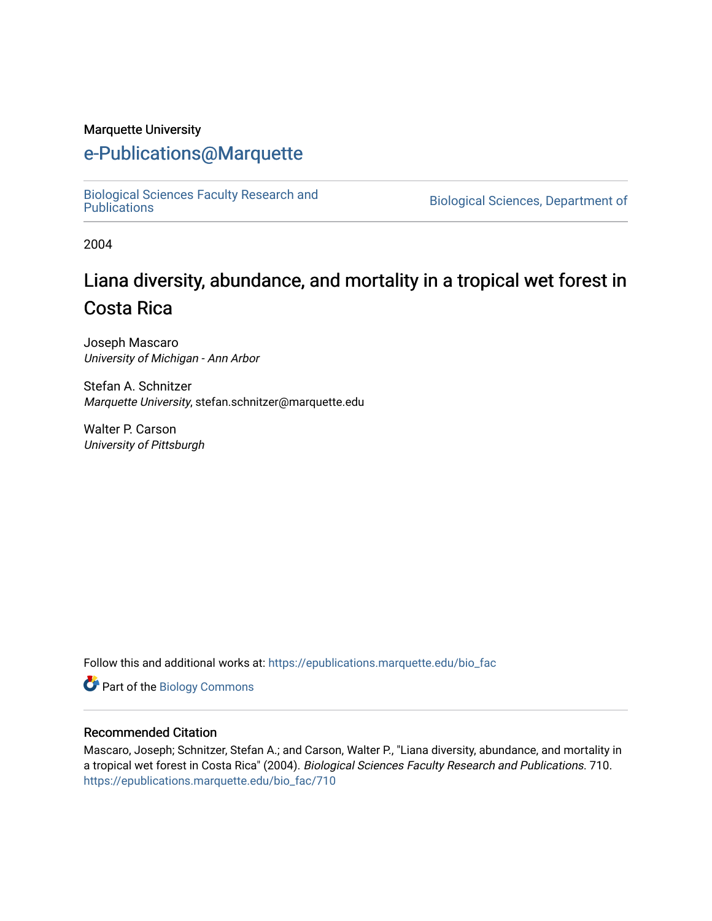Marquette University

# e-Publications@Marquette

Biological Sciences Faculty Research and Publications

Biological Sciences, Department of

2004

## Liana diversity, abundance, and mortality in a tropical wet forest in Costa Rica

Joseph Mascaro
*University of Michigan - Ann Arbor*

Stefan A. Schnitzer
*Marquette University*, stefan.schnitzer@marquette.edu

Walter P. Carson
*University of Pittsburgh*

Follow this and additional works at: https://epublications.marquette.edu/bio_fac

Part of the Biology Commons

### Recommended Citation

Mascaro, Joseph; Schnitzer, Stefan A.; and Carson, Walter P., "Liana diversity, abundance, and mortality in a tropical wet forest in Costa Rica" (2004). *Biological Sciences Faculty Research and Publications*. 710.
https://epublications.marquette.edu/bio_fac/710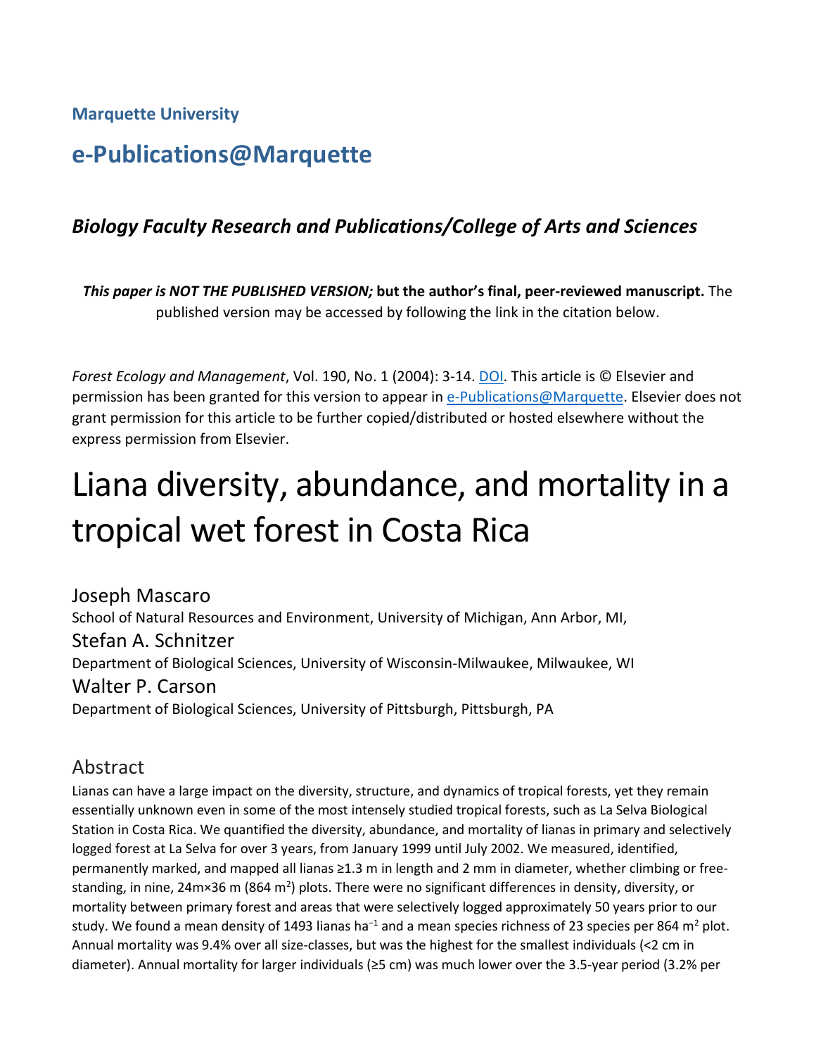**Marquette University**

# e-Publications@Marquette

### *Biology Faculty Research and Publications/College of Arts and Sciences*

***This paper is NOT THE PUBLISHED VERSION;* but the author's final, peer-reviewed manuscript.** The published version may be accessed by following the link in the citation below.

*Forest Ecology and Management*, Vol. 190, No. 1 (2004): 3-14. DOI. This article is © Elsevier and permission has been granted for this version to appear in e-Publications@Marquette. Elsevier does not grant permission for this article to be further copied/distributed or hosted elsewhere without the express permission from Elsevier.

# Liana diversity, abundance, and mortality in a tropical wet forest in Costa Rica

Joseph Mascaro
School of Natural Resources and Environment, University of Michigan, Ann Arbor, MI,

Stefan A. Schnitzer
Department of Biological Sciences, University of Wisconsin-Milwaukee, Milwaukee, WI

Walter P. Carson
Department of Biological Sciences, University of Pittsburgh, Pittsburgh, PA

## Abstract

Lianas can have a large impact on the diversity, structure, and dynamics of tropical forests, yet they remain essentially unknown even in some of the most intensely studied tropical forests, such as La Selva Biological Station in Costa Rica. We quantified the diversity, abundance, and mortality of lianas in primary and selectively logged forest at La Selva for over 3 years, from January 1999 until July 2002. We measured, identified, permanently marked, and mapped all lianas ≥1.3 m in length and 2 mm in diameter, whether climbing or free-standing, in nine, 24m×36 m (864 $m^2$) plots. There were no significant differences in density, diversity, or mortality between primary forest and areas that were selectively logged approximately 50 years prior to our study. We found a mean density of 1493 lianas $ha^{-1}$ and a mean species richness of 23 species per 864 $m^2$ plot. Annual mortality was 9.4% over all size-classes, but was the highest for the smallest individuals (<2 cm in diameter). Annual mortality for larger individuals (≥5 cm) was much lower over the 3.5-year period (3.2% per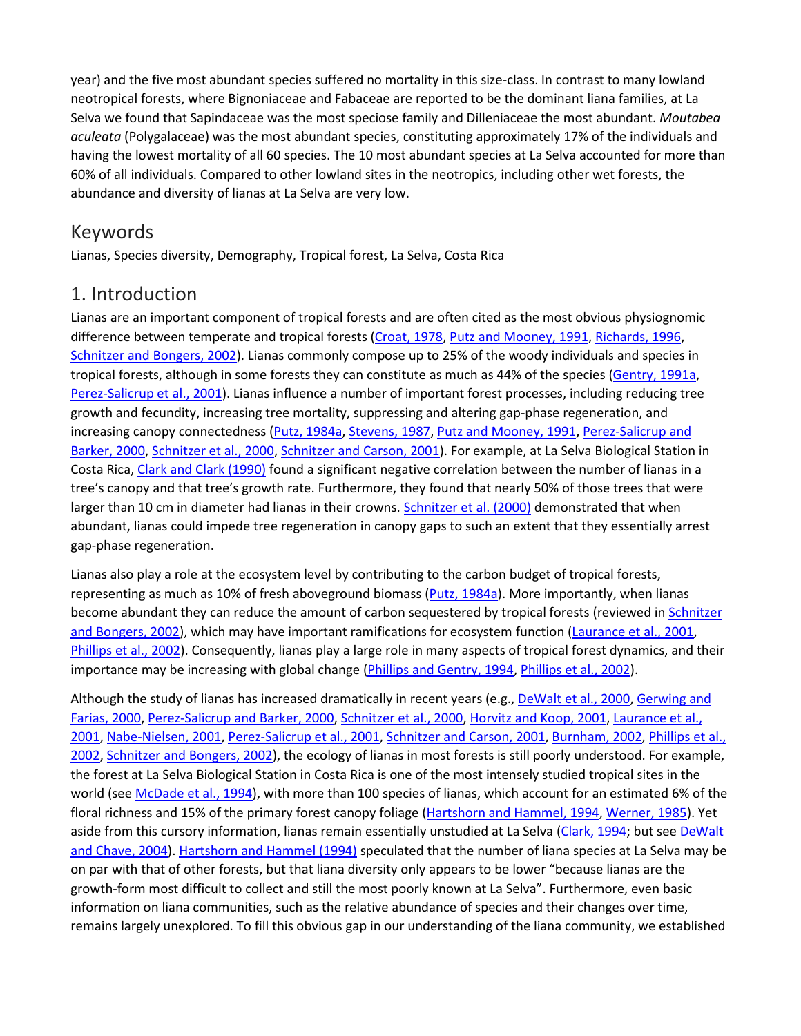year) and the five most abundant species suffered no mortality in this size-class. In contrast to many lowland neotropical forests, where Bignoniaceae and Fabaceae are reported to be the dominant liana families, at La Selva we found that Sapindaceae was the most speciose family and Dilleniaceae the most abundant. *Moutabea aculeata* (Polygalaceae) was the most abundant species, constituting approximately 17% of the individuals and having the lowest mortality of all 60 species. The 10 most abundant species at La Selva accounted for more than 60% of all individuals. Compared to other lowland sites in the neotropics, including other wet forests, the abundance and diversity of lianas at La Selva are very low.

## Keywords

Lianas, Species diversity, Demography, Tropical forest, La Selva, Costa Rica

## 1. Introduction

Lianas are an important component of tropical forests and are often cited as the most obvious physiognomic difference between temperate and tropical forests (Croat, 1978, Putz and Mooney, 1991, Richards, 1996, Schnitzer and Bongers, 2002). Lianas commonly compose up to 25% of the woody individuals and species in tropical forests, although in some forests they can constitute as much as 44% of the species (Gentry, 1991a, Perez-Salicrup et al., 2001). Lianas influence a number of important forest processes, including reducing tree growth and fecundity, increasing tree mortality, suppressing and altering gap-phase regeneration, and increasing canopy connectedness (Putz, 1984a, Stevens, 1987, Putz and Mooney, 1991, Perez-Salicrup and Barker, 2000, Schnitzer et al., 2000, Schnitzer and Carson, 2001). For example, at La Selva Biological Station in Costa Rica, Clark and Clark (1990) found a significant negative correlation between the number of lianas in a tree's canopy and that tree's growth rate. Furthermore, they found that nearly 50% of those trees that were larger than 10 cm in diameter had lianas in their crowns. Schnitzer et al. (2000) demonstrated that when abundant, lianas could impede tree regeneration in canopy gaps to such an extent that they essentially arrest gap-phase regeneration.

Lianas also play a role at the ecosystem level by contributing to the carbon budget of tropical forests, representing as much as 10% of fresh aboveground biomass (Putz, 1984a). More importantly, when lianas become abundant they can reduce the amount of carbon sequestered by tropical forests (reviewed in Schnitzer and Bongers, 2002), which may have important ramifications for ecosystem function (Laurance et al., 2001, Phillips et al., 2002). Consequently, lianas play a large role in many aspects of tropical forest dynamics, and their importance may be increasing with global change (Phillips and Gentry, 1994, Phillips et al., 2002).

Although the study of lianas has increased dramatically in recent years (e.g., DeWalt et al., 2000, Gerwing and Farias, 2000, Perez-Salicrup and Barker, 2000, Schnitzer et al., 2000, Horvitz and Koop, 2001, Laurance et al., 2001, Nabe-Nielsen, 2001, Perez-Salicrup et al., 2001, Schnitzer and Carson, 2001, Burnham, 2002, Phillips et al., 2002, Schnitzer and Bongers, 2002), the ecology of lianas in most forests is still poorly understood. For example, the forest at La Selva Biological Station in Costa Rica is one of the most intensely studied tropical sites in the world (see McDade et al., 1994), with more than 100 species of lianas, which account for an estimated 6% of the floral richness and 15% of the primary forest canopy foliage (Hartshorn and Hammel, 1994, Werner, 1985). Yet aside from this cursory information, lianas remain essentially unstudied at La Selva (Clark, 1994; but see DeWalt and Chave, 2004). Hartshorn and Hammel (1994) speculated that the number of liana species at La Selva may be on par with that of other forests, but that liana diversity only appears to be lower "because lianas are the growth-form most difficult to collect and still the most poorly known at La Selva". Furthermore, even basic information on liana communities, such as the relative abundance of species and their changes over time, remains largely unexplored. To fill this obvious gap in our understanding of the liana community, we established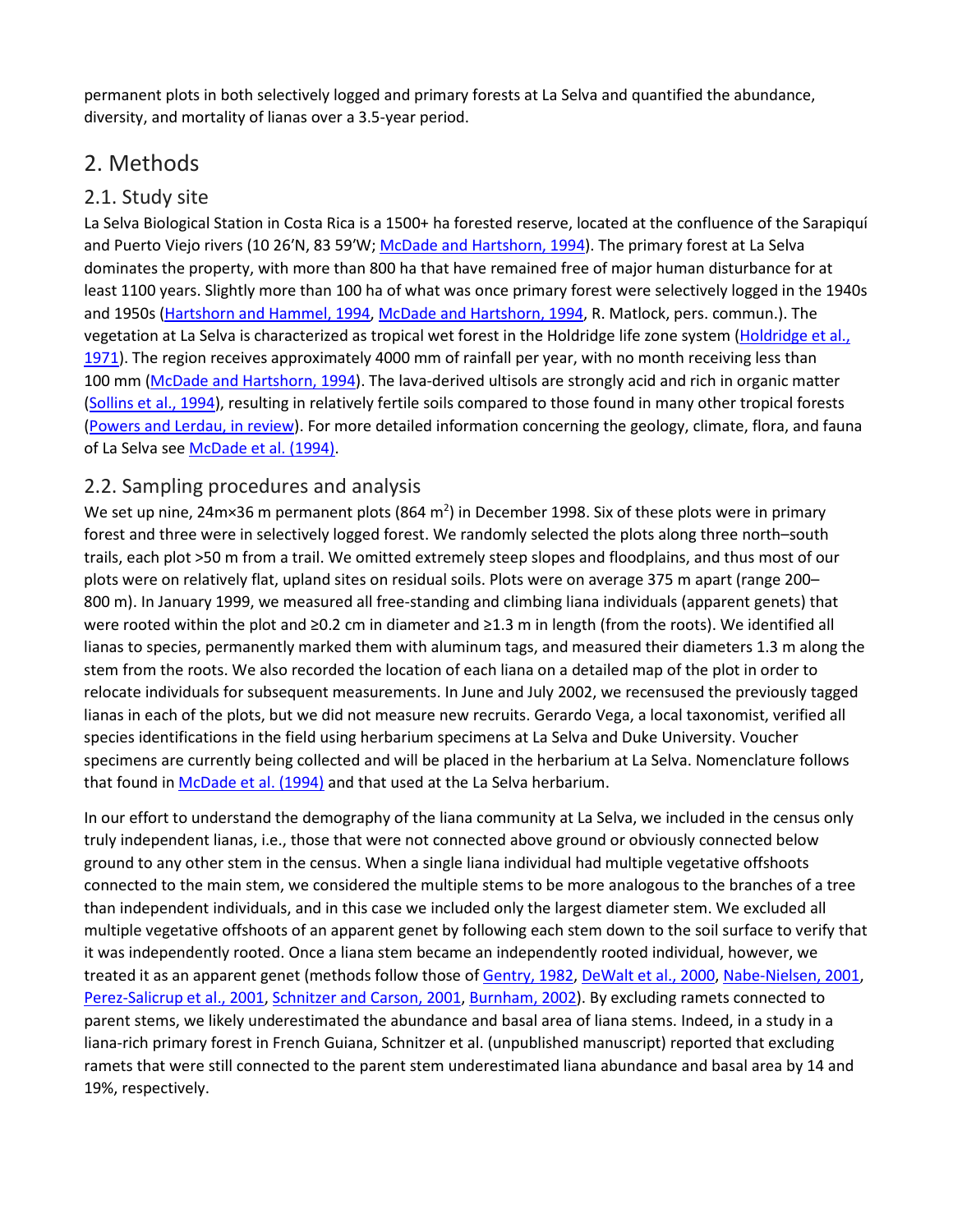permanent plots in both selectively logged and primary forests at La Selva and quantified the abundance, diversity, and mortality of lianas over a 3.5-year period.

## 2. Methods

### 2.1. Study site

La Selva Biological Station in Costa Rica is a 1500+ ha forested reserve, located at the confluence of the Sarapiquí and Puerto Viejo rivers (10 26′N, 83 59′W; McDade and Hartshorn, 1994). The primary forest at La Selva dominates the property, with more than 800 ha that have remained free of major human disturbance for at least 1100 years. Slightly more than 100 ha of what was once primary forest were selectively logged in the 1940s and 1950s (Hartshorn and Hammel, 1994, McDade and Hartshorn, 1994, R. Matlock, pers. commun.). The vegetation at La Selva is characterized as tropical wet forest in the Holdridge life zone system (Holdridge et al., 1971). The region receives approximately 4000 mm of rainfall per year, with no month receiving less than 100 mm (McDade and Hartshorn, 1994). The lava-derived ultisols are strongly acid and rich in organic matter (Sollins et al., 1994), resulting in relatively fertile soils compared to those found in many other tropical forests (Powers and Lerdau, in review). For more detailed information concerning the geology, climate, flora, and fauna of La Selva see McDade et al. (1994).

### 2.2. Sampling procedures and analysis

We set up nine, 24m×36 m permanent plots (864 $m^2$) in December 1998. Six of these plots were in primary forest and three were in selectively logged forest. We randomly selected the plots along three north–south trails, each plot >50 m from a trail. We omitted extremely steep slopes and floodplains, and thus most of our plots were on relatively flat, upland sites on residual soils. Plots were on average 375 m apart (range 200–800 m). In January 1999, we measured all free-standing and climbing liana individuals (apparent genets) that were rooted within the plot and ≥0.2 cm in diameter and ≥1.3 m in length (from the roots). We identified all lianas to species, permanently marked them with aluminum tags, and measured their diameters 1.3 m along the stem from the roots. We also recorded the location of each liana on a detailed map of the plot in order to relocate individuals for subsequent measurements. In June and July 2002, we recensused the previously tagged lianas in each of the plots, but we did not measure new recruits. Gerardo Vega, a local taxonomist, verified all species identifications in the field using herbarium specimens at La Selva and Duke University. Voucher specimens are currently being collected and will be placed in the herbarium at La Selva. Nomenclature follows that found in McDade et al. (1994) and that used at the La Selva herbarium.

In our effort to understand the demography of the liana community at La Selva, we included in the census only truly independent lianas, i.e., those that were not connected above ground or obviously connected below ground to any other stem in the census. When a single liana individual had multiple vegetative offshoots connected to the main stem, we considered the multiple stems to be more analogous to the branches of a tree than independent individuals, and in this case we included only the largest diameter stem. We excluded all multiple vegetative offshoots of an apparent genet by following each stem down to the soil surface to verify that it was independently rooted. Once a liana stem became an independently rooted individual, however, we treated it as an apparent genet (methods follow those of Gentry, 1982, DeWalt et al., 2000, Nabe-Nielsen, 2001, Perez-Salicrup et al., 2001, Schnitzer and Carson, 2001, Burnham, 2002). By excluding ramets connected to parent stems, we likely underestimated the abundance and basal area of liana stems. Indeed, in a study in a liana-rich primary forest in French Guiana, Schnitzer et al. (unpublished manuscript) reported that excluding ramets that were still connected to the parent stem underestimated liana abundance and basal area by 14 and 19%, respectively.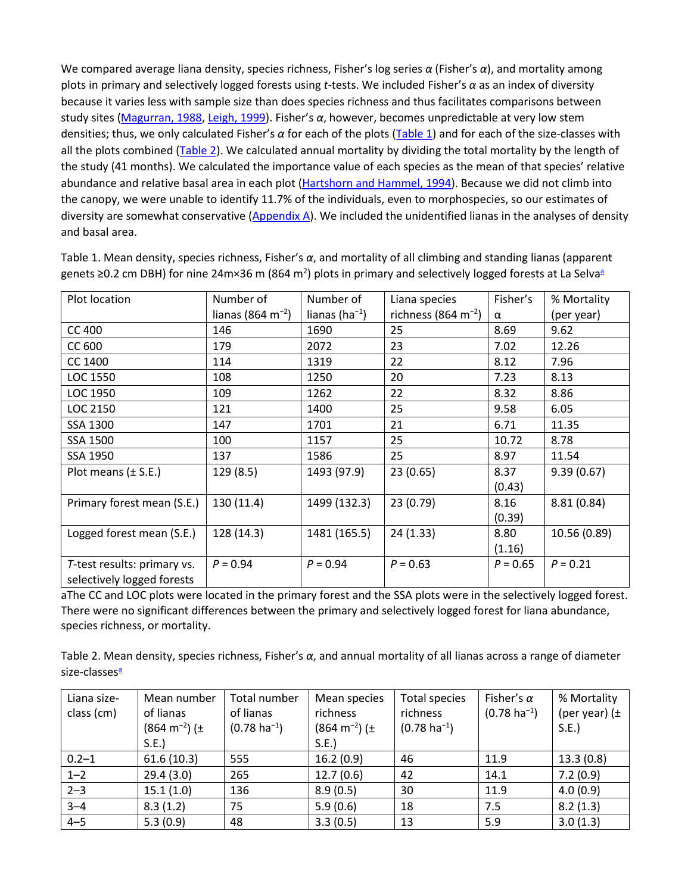We compared average liana density, species richness, Fisher's log series $\alpha$ (Fisher's $\alpha$), and mortality among plots in primary and selectively logged forests using $t$-tests. We included Fisher's $\alpha$ as an index of diversity because it varies less with sample size than does species richness and thus facilitates comparisons between study sites (Magurran, 1988, Leigh, 1999). Fisher's $\alpha$, however, becomes unpredictable at very low stem densities; thus, we only calculated Fisher's $\alpha$ for each of the plots (Table 1) and for each of the size-classes with all the plots combined (Table 2). We calculated annual mortality by dividing the total mortality by the length of the study (41 months). We calculated the importance value of each species as the mean of that species' relative abundance and relative basal area in each plot (Hartshorn and Hammel, 1994). Because we did not climb into the canopy, we were unable to identify 11.7% of the individuals, even to morphospecies, so our estimates of diversity are somewhat conservative (Appendix A). We included the unidentified lianas in the analyses of density and basal area.

Table 1. Mean density, species richness, Fisher's $\alpha$, and mortality of all climbing and standing lianas (apparent genets ≥0.2 cm DBH) for nine 24m×36 m (864 $m^2$) plots in primary and selectively logged forests at La Selva[a]

| Plot location | Number of lianas (864 $m^{-2}$) | Number of lianas ($ha^{-1}$) | Liana species richness (864 $m^{-2}$) | Fisher's $\alpha$ | % Mortality (per year) |
|---|---|---|---|---|---|
| CC 400 | 146 | 1690 | 25 | 8.69 | 9.62 |
| CC 600 | 179 | 2072 | 23 | 7.02 | 12.26 |
| CC 1400 | 114 | 1319 | 22 | 8.12 | 7.96 |
| LOC 1550 | 108 | 1250 | 20 | 7.23 | 8.13 |
| LOC 1950 | 109 | 1262 | 22 | 8.32 | 8.86 |
| LOC 2150 | 121 | 1400 | 25 | 9.58 | 6.05 |
| SSA 1300 | 147 | 1701 | 21 | 6.71 | 11.35 |
| SSA 1500 | 100 | 1157 | 25 | 10.72 | 8.78 |
| SSA 1950 | 137 | 1586 | 25 | 8.97 | 11.54 |
| Plot means (± S.E.) | 129 (8.5) | 1493 (97.9) | 23 (0.65) | 8.37 (0.43) | 9.39 (0.67) |
| Primary forest mean (S.E.) | 130 (11.4) | 1499 (132.3) | 23 (0.79) | 8.16 (0.39) | 8.81 (0.84) |
| Logged forest mean (S.E.) | 128 (14.3) | 1481 (165.5) | 24 (1.33) | 8.80 (1.16) | 10.56 (0.89) |
| $T$-test results: primary vs. selectively logged forests | $P = 0.94$ | $P = 0.94$ | $P = 0.63$ | $P = 0.65$ | $P = 0.21$ |

aThe CC and LOC plots were located in the primary forest and the SSA plots were in the selectively logged forest. There were no significant differences between the primary and selectively logged forest for liana abundance, species richness, or mortality.

Table 2. Mean density, species richness, Fisher's $\alpha$, and annual mortality of all lianas across a range of diameter size-classes[a]

| Liana size-class (cm) | Mean number of lianas (864 $m^{-2}$) (± S.E.) | Total number of lianas (0.78 $ha^{-1}$) | Mean species richness (864 $m^{-2}$) (± S.E.) | Total species richness (0.78 $ha^{-1}$) | Fisher's $\alpha$ (0.78 $ha^{-1}$) | % Mortality (per year) (± S.E.) |
|---|---|---|---|---|---|---|
| 0.2–1 | 61.6 (10.3) | 555 | 16.2 (0.9) | 46 | 11.9 | 13.3 (0.8) |
| 1–2 | 29.4 (3.0) | 265 | 12.7 (0.6) | 42 | 14.1 | 7.2 (0.9) |
| 2–3 | 15.1 (1.0) | 136 | 8.9 (0.5) | 30 | 11.9 | 4.0 (0.9) |
| 3–4 | 8.3 (1.2) | 75 | 5.9 (0.6) | 18 | 7.5 | 8.2 (1.3) |
| 4–5 | 5.3 (0.9) | 48 | 3.3 (0.5) | 13 | 5.9 | 3.0 (1.3) |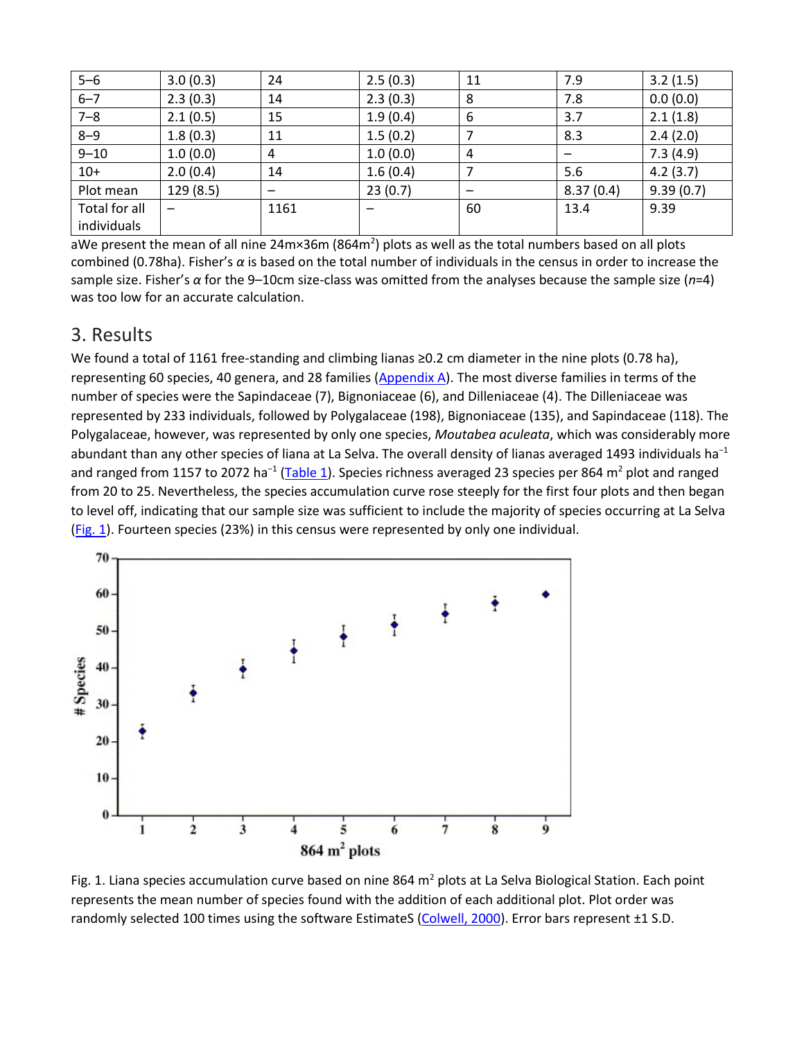| 5–6 | 3.0 (0.3) | 24 | 2.5 (0.3) | 11 | 7.9 | 3.2 (1.5) |
|---|---|---|---|---|---|---|
| 6–7 | 2.3 (0.3) | 14 | 2.3 (0.3) | 8 | 7.8 | 0.0 (0.0) |
| 7–8 | 2.1 (0.5) | 15 | 1.9 (0.4) | 6 | 3.7 | 2.1 (1.8) |
| 8–9 | 1.8 (0.3) | 11 | 1.5 (0.2) | 7 | 8.3 | 2.4 (2.0) |
| 9–10 | 1.0 (0.0) | 4 | 1.0 (0.0) | 4 | – | 7.3 (4.9) |
| 10+ | 2.0 (0.4) | 14 | 1.6 (0.4) | 7 | 5.6 | 4.2 (3.7) |
| Plot mean | 129 (8.5) | – | 23 (0.7) | – | 8.37 (0.4) | 9.39 (0.7) |
| Total for all individuals | – | 1161 | – | 60 | 13.4 | 9.39 |

aWe present the mean of all nine 24m×36m (864m$^2$) plots as well as the total numbers based on all plots combined (0.78ha). Fisher's $\alpha$ is based on the total number of individuals in the census in order to increase the sample size. Fisher's $\alpha$ for the 9–10cm size-class was omitted from the analyses because the sample size ($n$=4) was too low for an accurate calculation.

## 3. Results

We found a total of 1161 free-standing and climbing lianas ≥0.2 cm diameter in the nine plots (0.78 ha), representing 60 species, 40 genera, and 28 families (Appendix A). The most diverse families in terms of the number of species were the Sapindaceae (7), Bignoniaceae (6), and Dilleniaceae (4). The Dilleniaceae was represented by 233 individuals, followed by Polygalaceae (198), Bignoniaceae (135), and Sapindaceae (118). The Polygalaceae, however, was represented by only one species, *Moutabea aculeata*, which was considerably more abundant than any other species of liana at La Selva. The overall density of lianas averaged 1493 individuals ha$^{-1}$ and ranged from 1157 to 2072 ha$^{-1}$ (Table 1). Species richness averaged 23 species per 864 m$^2$ plot and ranged from 20 to 25. Nevertheless, the species accumulation curve rose steeply for the first four plots and then began to level off, indicating that our sample size was sufficient to include the majority of species occurring at La Selva (Fig. 1). Fourteen species (23%) in this census were represented by only one individual.

Fig. 1. Liana species accumulation curve based on nine 864 m$^2$ plots at La Selva Biological Station. Each point represents the mean number of species found with the addition of each additional plot. Plot order was randomly selected 100 times using the software EstimateS (Colwell, 2000). Error bars represent ±1 S.D.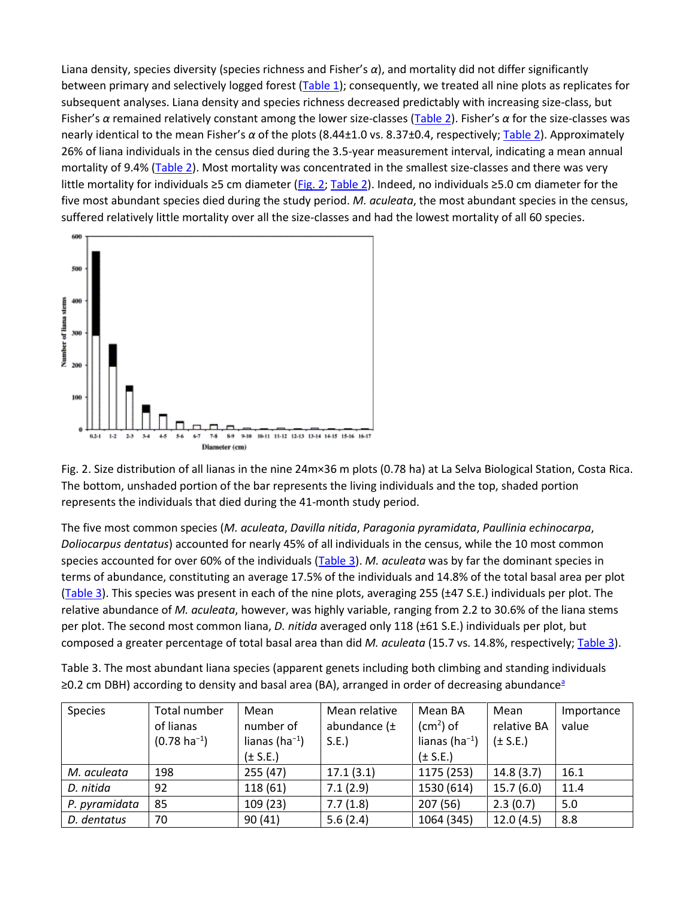Liana density, species diversity (species richness and Fisher's $\alpha$), and mortality did not differ significantly between primary and selectively logged forest (Table 1); consequently, we treated all nine plots as replicates for subsequent analyses. Liana density and species richness decreased predictably with increasing size-class, but Fisher's $\alpha$ remained relatively constant among the lower size-classes (Table 2). Fisher's $\alpha$ for the size-classes was nearly identical to the mean Fisher's $\alpha$ of the plots (8.44±1.0 vs. 8.37±0.4, respectively; Table 2). Approximately 26% of liana individuals in the census died during the 3.5-year measurement interval, indicating a mean annual mortality of 9.4% (Table 2). Most mortality was concentrated in the smallest size-classes and there was very little mortality for individuals ≥5 cm diameter (Fig. 2; Table 2). Indeed, no individuals ≥5.0 cm diameter for the five most abundant species died during the study period. *M. aculeata*, the most abundant species in the census, suffered relatively little mortality over all the size-classes and had the lowest mortality of all 60 species.

Fig. 2. Size distribution of all lianas in the nine 24m×36 m plots (0.78 ha) at La Selva Biological Station, Costa Rica. The bottom, unshaded portion of the bar represents the living individuals and the top, shaded portion represents the individuals that died during the 41-month study period.

The five most common species (*M. aculeata*, *Davilla nitida*, *Paragonia pyramidata*, *Paullinia echinocarpa*, *Doliocarpus dentatus*) accounted for nearly 45% of all individuals in the census, while the 10 most common species accounted for over 60% of the individuals (Table 3). *M. aculeata* was by far the dominant species in terms of abundance, constituting an average 17.5% of the individuals and 14.8% of the total basal area per plot (Table 3). This species was present in each of the nine plots, averaging 255 (±47 S.E.) individuals per plot. The relative abundance of *M. aculeata*, however, was highly variable, ranging from 2.2 to 30.6% of the liana stems per plot. The second most common liana, *D. nitida* averaged only 118 (±61 S.E.) individuals per plot, but composed a greater percentage of total basal area than did *M. aculeata* (15.7 vs. 14.8%, respectively; Table 3).

Table 3. The most abundant liana species (apparent genets including both climbing and standing individuals ≥0.2 cm DBH) according to density and basal area (BA), arranged in order of decreasing abundance[a]

| Species | Total number of lianas (0.78 ha$^{-1}$) | Mean number of lianas (ha$^{-1}$) (± S.E.) | Mean relative abundance (± S.E.) | Mean BA (cm$^2$) of lianas (ha$^{-1}$) (± S.E.) | Mean relative BA (± S.E.) | Importance value |
|---|---|---|---|---|---|---|
| *M. aculeata* | 198 | 255 (47) | 17.1 (3.1) | 1175 (253) | 14.8 (3.7) | 16.1 |
| *D. nitida* | 92 | 118 (61) | 7.1 (2.9) | 1530 (614) | 15.7 (6.0) | 11.4 |
| *P. pyramidata* | 85 | 109 (23) | 7.7 (1.8) | 207 (56) | 2.3 (0.7) | 5.0 |
| *D. dentatus* | 70 | 90 (41) | 5.6 (2.4) | 1064 (345) | 12.0 (4.5) | 8.8 |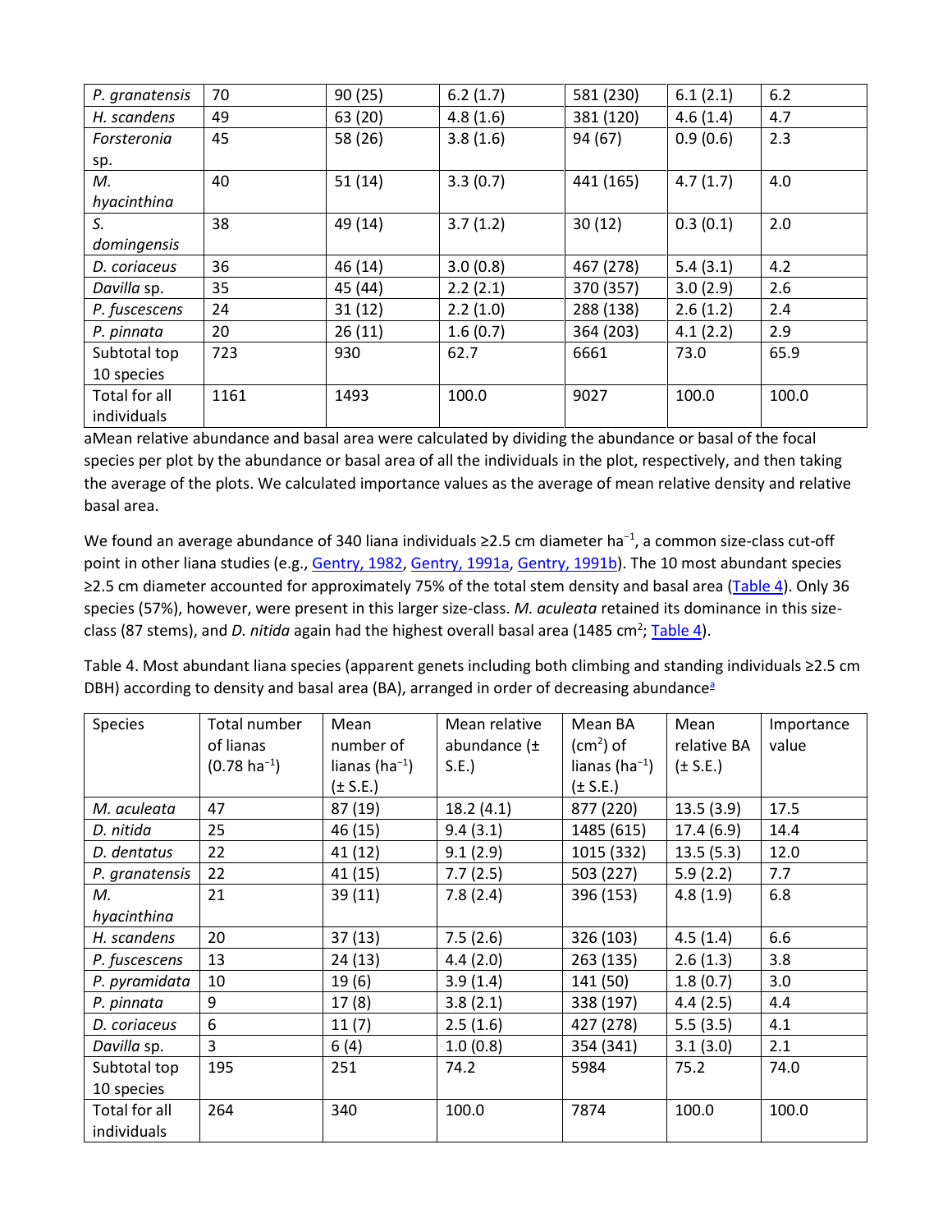| | | | | | | |
|---|---|---|---|---|---|---|
| *P. granatensis* | 70 | 90 (25) | 6.2 (1.7) | 581 (230) | 6.1 (2.1) | 6.2 |
| *H. scandens* | 49 | 63 (20) | 4.8 (1.6) | 381 (120) | 4.6 (1.4) | 4.7 |
| *Forsteronia* sp. | 45 | 58 (26) | 3.8 (1.6) | 94 (67) | 0.9 (0.6) | 2.3 |
| *M. hyacinthina* | 40 | 51 (14) | 3.3 (0.7) | 441 (165) | 4.7 (1.7) | 4.0 |
| *S. domingensis* | 38 | 49 (14) | 3.7 (1.2) | 30 (12) | 0.3 (0.1) | 2.0 |
| *D. coriaceus* | 36 | 46 (14) | 3.0 (0.8) | 467 (278) | 5.4 (3.1) | 4.2 |
| *Davilla* sp. | 35 | 45 (44) | 2.2 (2.1) | 370 (357) | 3.0 (2.9) | 2.6 |
| *P. fuscescens* | 24 | 31 (12) | 2.2 (1.0) | 288 (138) | 2.6 (1.2) | 2.4 |
| *P. pinnata* | 20 | 26 (11) | 1.6 (0.7) | 364 (203) | 4.1 (2.2) | 2.9 |
| Subtotal top 10 species | 723 | 930 | 62.7 | 6661 | 73.0 | 65.9 |
| Total for all individuals | 1161 | 1493 | 100.0 | 9027 | 100.0 | 100.0 |

aMean relative abundance and basal area were calculated by dividing the abundance or basal of the focal species per plot by the abundance or basal area of all the individuals in the plot, respectively, and then taking the average of the plots. We calculated importance values as the average of mean relative density and relative basal area.

We found an average abundance of 340 liana individuals ≥2.5 cm diameter $ha^{-1}$, a common size-class cut-off point in other liana studies (e.g., Gentry, 1982, Gentry, 1991a, Gentry, 1991b). The 10 most abundant species ≥2.5 cm diameter accounted for approximately 75% of the total stem density and basal area (Table 4). Only 36 species (57%), however, were present in this larger size-class. *M. aculeata* retained its dominance in this size-class (87 stems), and *D. nitida* again had the highest overall basal area (1485 $cm^2$; Table 4).

Table 4. Most abundant liana species (apparent genets including both climbing and standing individuals ≥2.5 cm DBH) according to density and basal area (BA), arranged in order of decreasing abundance[a]

| Species | Total number of lianas (0.78 $ha^{-1}$) | Mean number of lianas ($ha^{-1}$) (± S.E.) | Mean relative abundance (± S.E.) | Mean BA ($cm^2$) of lianas ($ha^{-1}$) (± S.E.) | Mean relative BA (± S.E.) | Importance value |
|---|---|---|---|---|---|---|
| *M. aculeata* | 47 | 87 (19) | 18.2 (4.1) | 877 (220) | 13.5 (3.9) | 17.5 |
| *D. nitida* | 25 | 46 (15) | 9.4 (3.1) | 1485 (615) | 17.4 (6.9) | 14.4 |
| *D. dentatus* | 22 | 41 (12) | 9.1 (2.9) | 1015 (332) | 13.5 (5.3) | 12.0 |
| *P. granatensis* | 22 | 41 (15) | 7.7 (2.5) | 503 (227) | 5.9 (2.2) | 7.7 |
| *M. hyacinthina* | 21 | 39 (11) | 7.8 (2.4) | 396 (153) | 4.8 (1.9) | 6.8 |
| *H. scandens* | 20 | 37 (13) | 7.5 (2.6) | 326 (103) | 4.5 (1.4) | 6.6 |
| *P. fuscescens* | 13 | 24 (13) | 4.4 (2.0) | 263 (135) | 2.6 (1.3) | 3.8 |
| *P. pyramidata* | 10 | 19 (6) | 3.9 (1.4) | 141 (50) | 1.8 (0.7) | 3.0 |
| *P. pinnata* | 9 | 17 (8) | 3.8 (2.1) | 338 (197) | 4.4 (2.5) | 4.4 |
| *D. coriaceus* | 6 | 11 (7) | 2.5 (1.6) | 427 (278) | 5.5 (3.5) | 4.1 |
| *Davilla* sp. | 3 | 6 (4) | 1.0 (0.8) | 354 (341) | 3.1 (3.0) | 2.1 |
| Subtotal top 10 species | 195 | 251 | 74.2 | 5984 | 75.2 | 74.0 |
| Total for all individuals | 264 | 340 | 100.0 | 7874 | 100.0 | 100.0 |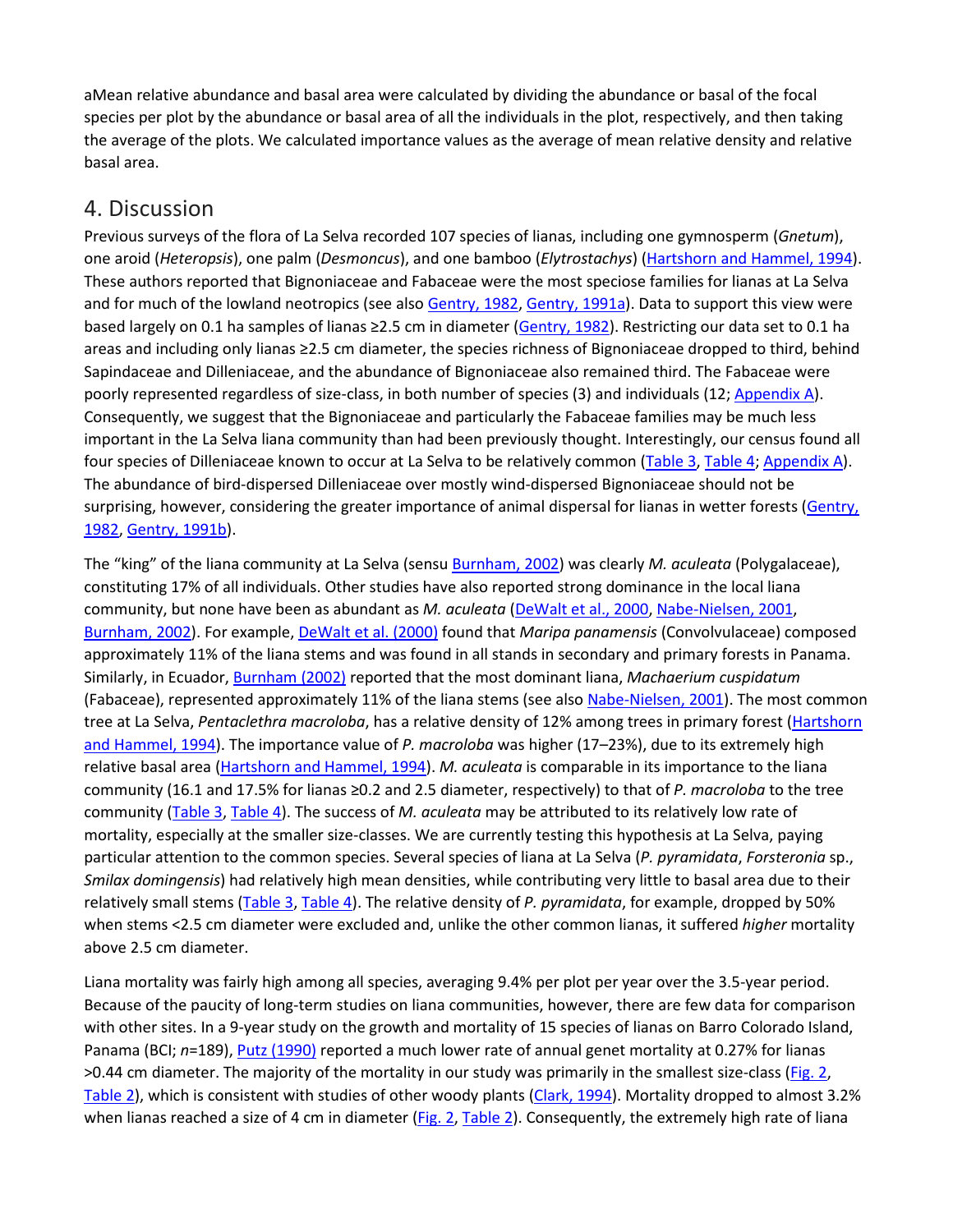aMean relative abundance and basal area were calculated by dividing the abundance or basal of the focal species per plot by the abundance or basal area of all the individuals in the plot, respectively, and then taking the average of the plots. We calculated importance values as the average of mean relative density and relative basal area.

## 4. Discussion

Previous surveys of the flora of La Selva recorded 107 species of lianas, including one gymnosperm (*Gnetum*), one aroid (*Heteropsis*), one palm (*Desmoncus*), and one bamboo (*Elytrostachys*) (Hartshorn and Hammel, 1994). These authors reported that Bignoniaceae and Fabaceae were the most speciose families for lianas at La Selva and for much of the lowland neotropics (see also Gentry, 1982, Gentry, 1991a). Data to support this view were based largely on 0.1 ha samples of lianas ≥2.5 cm in diameter (Gentry, 1982). Restricting our data set to 0.1 ha areas and including only lianas ≥2.5 cm diameter, the species richness of Bignoniaceae dropped to third, behind Sapindaceae and Dilleniaceae, and the abundance of Bignoniaceae also remained third. The Fabaceae were poorly represented regardless of size-class, in both number of species (3) and individuals (12; Appendix A). Consequently, we suggest that the Bignoniaceae and particularly the Fabaceae families may be much less important in the La Selva liana community than had been previously thought. Interestingly, our census found all four species of Dilleniaceae known to occur at La Selva to be relatively common (Table 3, Table 4; Appendix A). The abundance of bird-dispersed Dilleniaceae over mostly wind-dispersed Bignoniaceae should not be surprising, however, considering the greater importance of animal dispersal for lianas in wetter forests (Gentry, 1982, Gentry, 1991b).

The "king" of the liana community at La Selva (sensu Burnham, 2002) was clearly *M. aculeata* (Polygalaceae), constituting 17% of all individuals. Other studies have also reported strong dominance in the local liana community, but none have been as abundant as *M. aculeata* (DeWalt et al., 2000, Nabe-Nielsen, 2001, Burnham, 2002). For example, DeWalt et al. (2000) found that *Maripa panamensis* (Convolvulaceae) composed approximately 11% of the liana stems and was found in all stands in secondary and primary forests in Panama. Similarly, in Ecuador, Burnham (2002) reported that the most dominant liana, *Machaerium cuspidatum* (Fabaceae), represented approximately 11% of the liana stems (see also Nabe-Nielsen, 2001). The most common tree at La Selva, *Pentaclethra macroloba*, has a relative density of 12% among trees in primary forest (Hartshorn and Hammel, 1994). The importance value of *P. macroloba* was higher (17–23%), due to its extremely high relative basal area (Hartshorn and Hammel, 1994). *M. aculeata* is comparable in its importance to the liana community (16.1 and 17.5% for lianas ≥0.2 and 2.5 diameter, respectively) to that of *P. macroloba* to the tree community (Table 3, Table 4). The success of *M. aculeata* may be attributed to its relatively low rate of mortality, especially at the smaller size-classes. We are currently testing this hypothesis at La Selva, paying particular attention to the common species. Several species of liana at La Selva (*P. pyramidata*, *Forsteronia* sp., *Smilax domingensis*) had relatively high mean densities, while contributing very little to basal area due to their relatively small stems (Table 3, Table 4). The relative density of *P. pyramidata*, for example, dropped by 50% when stems <2.5 cm diameter were excluded and, unlike the other common lianas, it suffered *higher* mortality above 2.5 cm diameter.

Liana mortality was fairly high among all species, averaging 9.4% per plot per year over the 3.5-year period. Because of the paucity of long-term studies on liana communities, however, there are few data for comparison with other sites. In a 9-year study on the growth and mortality of 15 species of lianas on Barro Colorado Island, Panama (BCI; $n$=189), Putz (1990) reported a much lower rate of annual genet mortality at 0.27% for lianas >0.44 cm diameter. The majority of the mortality in our study was primarily in the smallest size-class (Fig. 2, Table 2), which is consistent with studies of other woody plants (Clark, 1994). Mortality dropped to almost 3.2% when lianas reached a size of 4 cm in diameter (Fig. 2, Table 2). Consequently, the extremely high rate of liana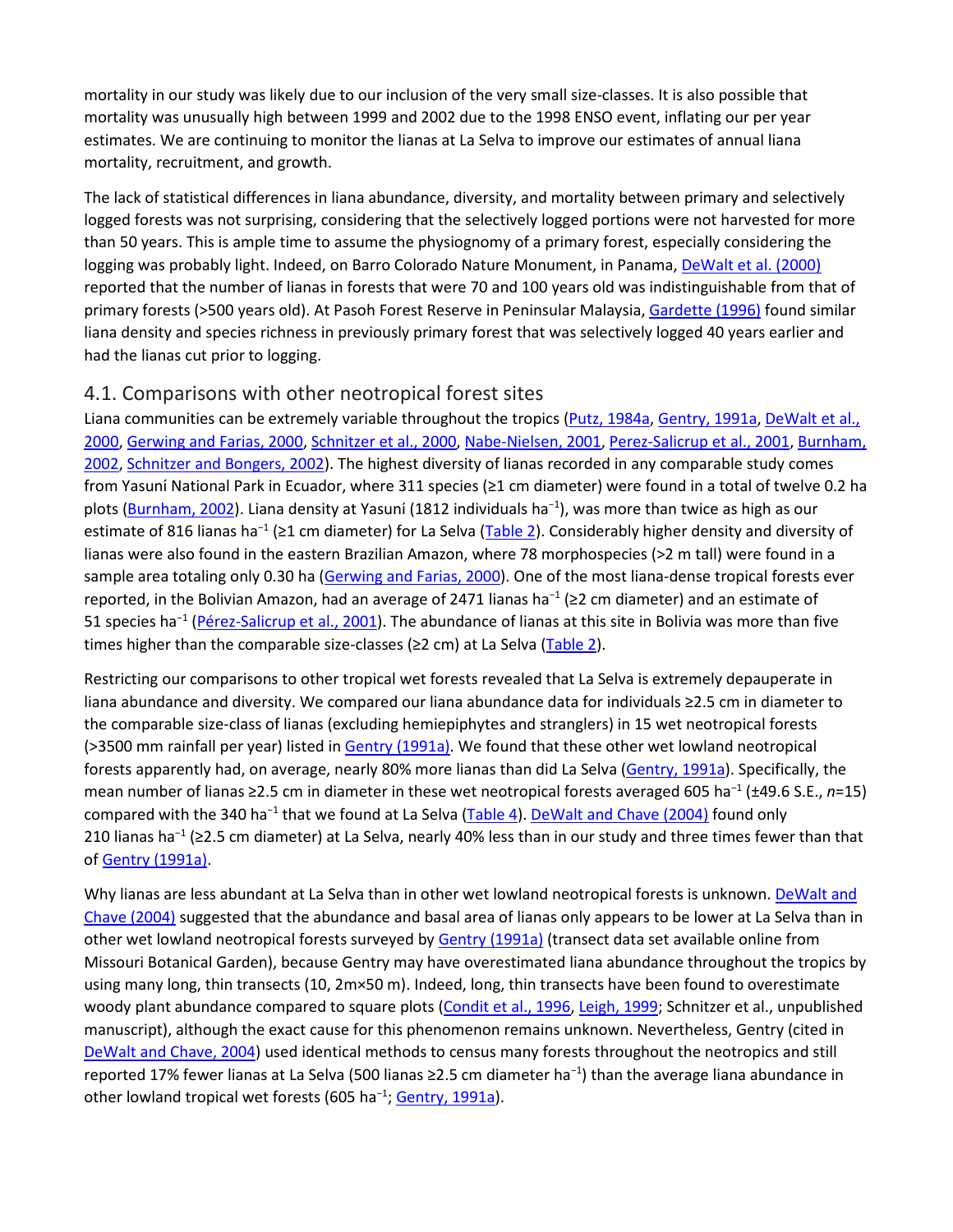mortality in our study was likely due to our inclusion of the very small size-classes. It is also possible that mortality was unusually high between 1999 and 2002 due to the 1998 ENSO event, inflating our per year estimates. We are continuing to monitor the lianas at La Selva to improve our estimates of annual liana mortality, recruitment, and growth.

The lack of statistical differences in liana abundance, diversity, and mortality between primary and selectively logged forests was not surprising, considering that the selectively logged portions were not harvested for more than 50 years. This is ample time to assume the physiognomy of a primary forest, especially considering the logging was probably light. Indeed, on Barro Colorado Nature Monument, in Panama, DeWalt et al. (2000) reported that the number of lianas in forests that were 70 and 100 years old was indistinguishable from that of primary forests (>500 years old). At Pasoh Forest Reserve in Peninsular Malaysia, Gardette (1996) found similar liana density and species richness in previously primary forest that was selectively logged 40 years earlier and had the lianas cut prior to logging.

## 4.1. Comparisons with other neotropical forest sites

Liana communities can be extremely variable throughout the tropics (Putz, 1984a, Gentry, 1991a, DeWalt et al., 2000, Gerwing and Farias, 2000, Schnitzer et al., 2000, Nabe-Nielsen, 2001, Perez-Salicrup et al., 2001, Burnham, 2002, Schnitzer and Bongers, 2002). The highest diversity of lianas recorded in any comparable study comes from Yasuní National Park in Ecuador, where 311 species (≥1 cm diameter) were found in a total of twelve 0.2 ha plots (Burnham, 2002). Liana density at Yasuní (1812 individuals ha$^{-1}$), was more than twice as high as our estimate of 816 lianas ha$^{-1}$ (≥1 cm diameter) for La Selva (Table 2). Considerably higher density and diversity of lianas were also found in the eastern Brazilian Amazon, where 78 morphospecies (>2 m tall) were found in a sample area totaling only 0.30 ha (Gerwing and Farias, 2000). One of the most liana-dense tropical forests ever reported, in the Bolivian Amazon, had an average of 2471 lianas ha$^{-1}$ (≥2 cm diameter) and an estimate of 51 species ha$^{-1}$ (Pérez-Salicrup et al., 2001). The abundance of lianas at this site in Bolivia was more than five times higher than the comparable size-classes (≥2 cm) at La Selva (Table 2).

Restricting our comparisons to other tropical wet forests revealed that La Selva is extremely depauperate in liana abundance and diversity. We compared our liana abundance data for individuals ≥2.5 cm in diameter to the comparable size-class of lianas (excluding hemiepiphytes and stranglers) in 15 wet neotropical forests (>3500 mm rainfall per year) listed in Gentry (1991a). We found that these other wet lowland neotropical forests apparently had, on average, nearly 80% more lianas than did La Selva (Gentry, 1991a). Specifically, the mean number of lianas ≥2.5 cm in diameter in these wet neotropical forests averaged 605 ha$^{-1}$ (±49.6 S.E., *n*=15) compared with the 340 ha$^{-1}$ that we found at La Selva (Table 4). DeWalt and Chave (2004) found only 210 lianas ha$^{-1}$ (≥2.5 cm diameter) at La Selva, nearly 40% less than in our study and three times fewer than that of Gentry (1991a).

Why lianas are less abundant at La Selva than in other wet lowland neotropical forests is unknown. DeWalt and Chave (2004) suggested that the abundance and basal area of lianas only appears to be lower at La Selva than in other wet lowland neotropical forests surveyed by Gentry (1991a) (transect data set available online from Missouri Botanical Garden), because Gentry may have overestimated liana abundance throughout the tropics by using many long, thin transects (10, 2m×50 m). Indeed, long, thin transects have been found to overestimate woody plant abundance compared to square plots (Condit et al., 1996, Leigh, 1999; Schnitzer et al., unpublished manuscript), although the exact cause for this phenomenon remains unknown. Nevertheless, Gentry (cited in DeWalt and Chave, 2004) used identical methods to census many forests throughout the neotropics and still reported 17% fewer lianas at La Selva (500 lianas ≥2.5 cm diameter ha$^{-1}$) than the average liana abundance in other lowland tropical wet forests (605 ha$^{-1}$; Gentry, 1991a).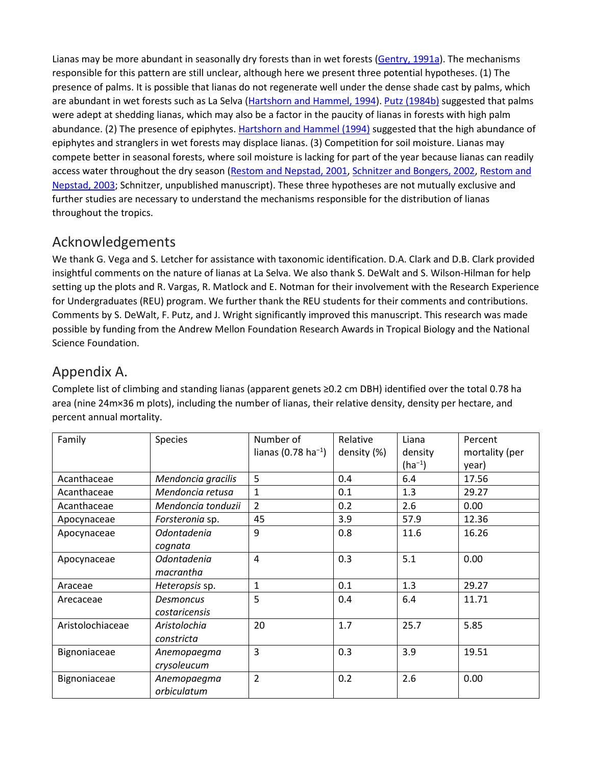Lianas may be more abundant in seasonally dry forests than in wet forests (Gentry, 1991a). The mechanisms responsible for this pattern are still unclear, although here we present three potential hypotheses. (1) The presence of palms. It is possible that lianas do not regenerate well under the dense shade cast by palms, which are abundant in wet forests such as La Selva (Hartshorn and Hammel, 1994). Putz (1984b) suggested that palms were adept at shedding lianas, which may also be a factor in the paucity of lianas in forests with high palm abundance. (2) The presence of epiphytes. Hartshorn and Hammel (1994) suggested that the high abundance of epiphytes and stranglers in wet forests may displace lianas. (3) Competition for soil moisture. Lianas may compete better in seasonal forests, where soil moisture is lacking for part of the year because lianas can readily access water throughout the dry season (Restom and Nepstad, 2001, Schnitzer and Bongers, 2002, Restom and Nepstad, 2003; Schnitzer, unpublished manuscript). These three hypotheses are not mutually exclusive and further studies are necessary to understand the mechanisms responsible for the distribution of lianas throughout the tropics.

## Acknowledgements

We thank G. Vega and S. Letcher for assistance with taxonomic identification. D.A. Clark and D.B. Clark provided insightful comments on the nature of lianas at La Selva. We also thank S. DeWalt and S. Wilson-Hilman for help setting up the plots and R. Vargas, R. Matlock and E. Notman for their involvement with the Research Experience for Undergraduates (REU) program. We further thank the REU students for their comments and contributions. Comments by S. DeWalt, F. Putz, and J. Wright significantly improved this manuscript. This research was made possible by funding from the Andrew Mellon Foundation Research Awards in Tropical Biology and the National Science Foundation.

## Appendix A.

Complete list of climbing and standing lianas (apparent genets ≥0.2 cm DBH) identified over the total 0.78 ha area (nine 24m×36 m plots), including the number of lianas, their relative density, density per hectare, and percent annual mortality.

| Family | Species | Number of lianas (0.78 $ha^{-1}$) | Relative density (%) | Liana density ($ha^{-1}$) | Percent mortality (per year) |
|---|---|---|---|---|---|
| Acanthaceae | *Mendoncia gracilis* | 5 | 0.4 | 6.4 | 17.56 |
| Acanthaceae | *Mendoncia retusa* | 1 | 0.1 | 1.3 | 29.27 |
| Acanthaceae | *Mendoncia tonduzii* | 2 | 0.2 | 2.6 | 0.00 |
| Apocynaceae | *Forsteronia* sp. | 45 | 3.9 | 57.9 | 12.36 |
| Apocynaceae | *Odontadenia cognata* | 9 | 0.8 | 11.6 | 16.26 |
| Apocynaceae | *Odontadenia macrantha* | 4 | 0.3 | 5.1 | 0.00 |
| Araceae | *Heteropsis* sp. | 1 | 0.1 | 1.3 | 29.27 |
| Arecaceae | *Desmoncus costaricensis* | 5 | 0.4 | 6.4 | 11.71 |
| Aristolochiaceae | *Aristolochia constricta* | 20 | 1.7 | 25.7 | 5.85 |
| Bignoniaceae | *Anemopaegma crysoleucum* | 3 | 0.3 | 3.9 | 19.51 |
| Bignoniaceae | *Anemopaegma orbiculatum* | 2 | 0.2 | 2.6 | 0.00 |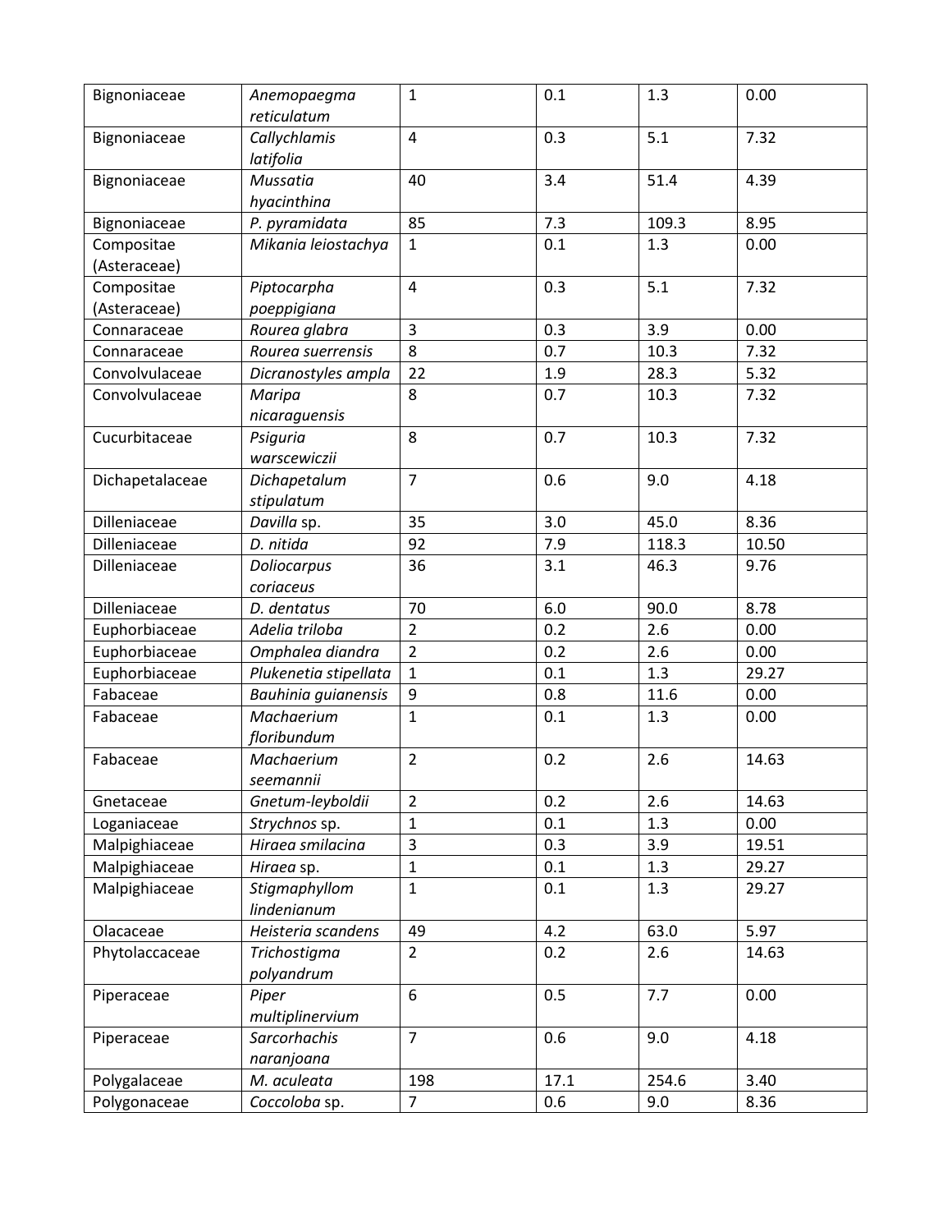| | | | | | |
|---|---|---|---|---|---|
| Bignoniaceae | *Anemopaegma reticulatum* | 1 | 0.1 | 1.3 | 0.00 |
| Bignoniaceae | *Callychlamis latifolia* | 4 | 0.3 | 5.1 | 7.32 |
| Bignoniaceae | *Mussatia hyacinthina* | 40 | 3.4 | 51.4 | 4.39 |
| Bignoniaceae | *P. pyramidata* | 85 | 7.3 | 109.3 | 8.95 |
| Compositae (Asteraceae) | *Mikania leiostachya* | 1 | 0.1 | 1.3 | 0.00 |
| Compositae (Asteraceae) | *Piptocarpha poeppigiana* | 4 | 0.3 | 5.1 | 7.32 |
| Connaraceae | *Rourea glabra* | 3 | 0.3 | 3.9 | 0.00 |
| Connaraceae | *Rourea suerrensis* | 8 | 0.7 | 10.3 | 7.32 |
| Convolvulaceae | *Dicranostyles ampla* | 22 | 1.9 | 28.3 | 5.32 |
| Convolvulaceae | *Maripa nicaraguensis* | 8 | 0.7 | 10.3 | 7.32 |
| Cucurbitaceae | *Psiguria warscewiczii* | 8 | 0.7 | 10.3 | 7.32 |
| Dichapetalaceae | *Dichapetalum stipulatum* | 7 | 0.6 | 9.0 | 4.18 |
| Dilleniaceae | *Davilla* sp. | 35 | 3.0 | 45.0 | 8.36 |
| Dilleniaceae | *D. nitida* | 92 | 7.9 | 118.3 | 10.50 |
| Dilleniaceae | *Doliocarpus coriaceus* | 36 | 3.1 | 46.3 | 9.76 |
| Dilleniaceae | *D. dentatus* | 70 | 6.0 | 90.0 | 8.78 |
| Euphorbiaceae | *Adelia triloba* | 2 | 0.2 | 2.6 | 0.00 |
| Euphorbiaceae | *Omphalea diandra* | 2 | 0.2 | 2.6 | 0.00 |
| Euphorbiaceae | *Plukenetia stipellata* | 1 | 0.1 | 1.3 | 29.27 |
| Fabaceae | *Bauhinia guianensis* | 9 | 0.8 | 11.6 | 0.00 |
| Fabaceae | *Machaerium floribundum* | 1 | 0.1 | 1.3 | 0.00 |
| Fabaceae | *Machaerium seemannii* | 2 | 0.2 | 2.6 | 14.63 |
| Gnetaceae | *Gnetum-leyboldii* | 2 | 0.2 | 2.6 | 14.63 |
| Loganiaceae | *Strychnos* sp. | 1 | 0.1 | 1.3 | 0.00 |
| Malpighiaceae | *Hiraea smilacina* | 3 | 0.3 | 3.9 | 19.51 |
| Malpighiaceae | *Hiraea* sp. | 1 | 0.1 | 1.3 | 29.27 |
| Malpighiaceae | *Stigmaphyllom lindenianum* | 1 | 0.1 | 1.3 | 29.27 |
| Olacaceae | *Heisteria scandens* | 49 | 4.2 | 63.0 | 5.97 |
| Phytolaccaceae | *Trichostigma polyandrum* | 2 | 0.2 | 2.6 | 14.63 |
| Piperaceae | *Piper multiplinervium* | 6 | 0.5 | 7.7 | 0.00 |
| Piperaceae | *Sarcorhachis naranjoana* | 7 | 0.6 | 9.0 | 4.18 |
| Polygalaceae | *M. aculeata* | 198 | 17.1 | 254.6 | 3.40 |
| Polygonaceae | *Coccoloba* sp. | 7 | 0.6 | 9.0 | 8.36 |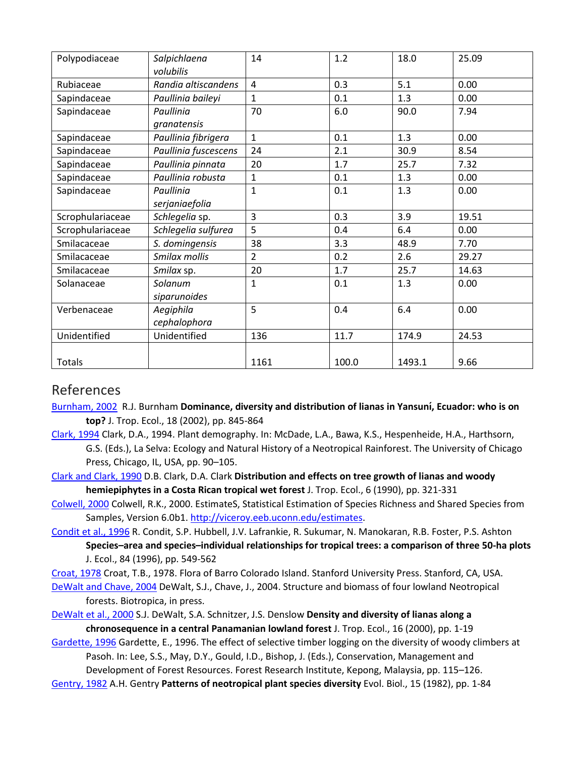| Polypodiaceae | *Salpichlaena volubilis* | 14 | 1.2 | 18.0 | 25.09 |
|---|---|---|---|---|---|
| Rubiaceae | *Randia altiscandens* | 4 | 0.3 | 5.1 | 0.00 |
| Sapindaceae | *Paullinia baileyi* | 1 | 0.1 | 1.3 | 0.00 |
| Sapindaceae | *Paullinia granatensis* | 70 | 6.0 | 90.0 | 7.94 |
| Sapindaceae | *Paullinia fibrigera* | 1 | 0.1 | 1.3 | 0.00 |
| Sapindaceae | *Paullinia fuscescens* | 24 | 2.1 | 30.9 | 8.54 |
| Sapindaceae | *Paullinia pinnata* | 20 | 1.7 | 25.7 | 7.32 |
| Sapindaceae | *Paullinia robusta* | 1 | 0.1 | 1.3 | 0.00 |
| Sapindaceae | *Paullinia serjaniaefolia* | 1 | 0.1 | 1.3 | 0.00 |
| Scrophulariaceae | *Schlegelia* sp. | 3 | 0.3 | 3.9 | 19.51 |
| Scrophulariaceae | *Schlegelia sulfurea* | 5 | 0.4 | 6.4 | 0.00 |
| Smilacaceae | *S. domingensis* | 38 | 3.3 | 48.9 | 7.70 |
| Smilacaceae | *Smilax mollis* | 2 | 0.2 | 2.6 | 29.27 |
| Smilacaceae | *Smilax* sp. | 20 | 1.7 | 25.7 | 14.63 |
| Solanaceae | *Solanum siparunoides* | 1 | 0.1 | 1.3 | 0.00 |
| Verbenaceae | *Aegiphila cephalophora* | 5 | 0.4 | 6.4 | 0.00 |
| Unidentified | Unidentified | 136 | 11.7 | 174.9 | 24.53 |
| Totals | | 1161 | 100.0 | 1493.1 | 9.66 |

## References

Burnham, 2002 R.J. Burnham **Dominance, diversity and distribution of lianas in Yansuní, Ecuador: who is on top?** J. Trop. Ecol., 18 (2002), pp. 845-864

Clark, 1994 Clark, D.A., 1994. Plant demography. In: McDade, L.A., Bawa, K.S., Hespenheide, H.A., Harthsorn, G.S. (Eds.), La Selva: Ecology and Natural History of a Neotropical Rainforest. The University of Chicago Press, Chicago, IL, USA, pp. 90–105.

Clark and Clark, 1990 D.B. Clark, D.A. Clark **Distribution and effects on tree growth of lianas and woody hemiepiphytes in a Costa Rican tropical wet forest** J. Trop. Ecol., 6 (1990), pp. 321-331

Colwell, 2000 Colwell, R.K., 2000. EstimateS, Statistical Estimation of Species Richness and Shared Species from Samples, Version 6.0b1. http://viceroy.eeb.uconn.edu/estimates.

Condit et al., 1996 R. Condit, S.P. Hubbell, J.V. Lafrankie, R. Sukumar, N. Manokaran, R.B. Foster, P.S. Ashton **Species–area and species–individual relationships for tropical trees: a comparison of three 50-ha plots** J. Ecol., 84 (1996), pp. 549-562

Croat, 1978 Croat, T.B., 1978. Flora of Barro Colorado Island. Stanford University Press. Stanford, CA, USA.

DeWalt and Chave, 2004 DeWalt, S.J., Chave, J., 2004. Structure and biomass of four lowland Neotropical forests. Biotropica, in press.

DeWalt et al., 2000 S.J. DeWalt, S.A. Schnitzer, J.S. Denslow **Density and diversity of lianas along a chronosequence in a central Panamanian lowland forest** J. Trop. Ecol., 16 (2000), pp. 1-19

Gardette, 1996 Gardette, E., 1996. The effect of selective timber logging on the diversity of woody climbers at Pasoh. In: Lee, S.S., May, D.Y., Gould, I.D., Bishop, J. (Eds.), Conservation, Management and Development of Forest Resources. Forest Research Institute, Kepong, Malaysia, pp. 115–126.

Gentry, 1982 A.H. Gentry **Patterns of neotropical plant species diversity** Evol. Biol., 15 (1982), pp. 1-84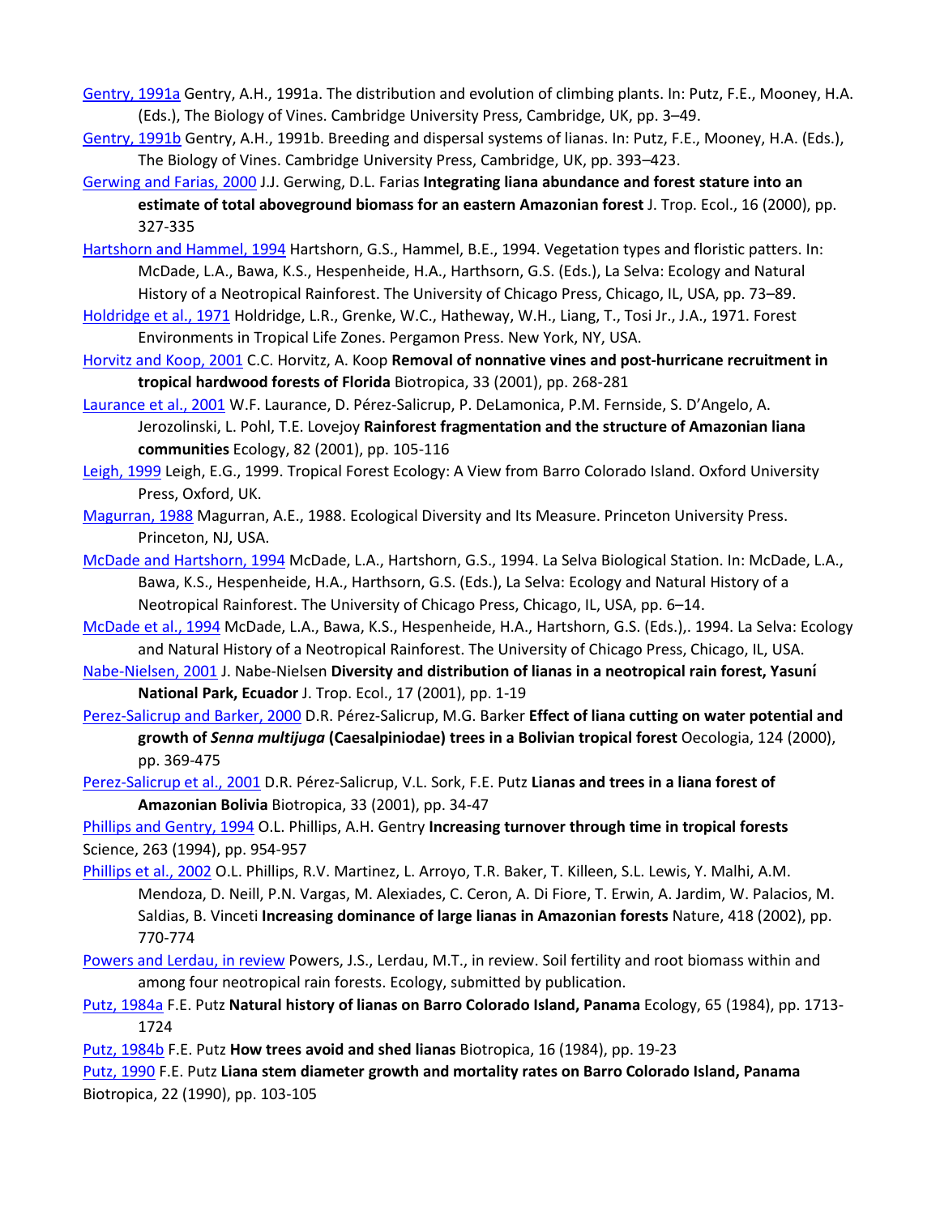Gentry, 1991a Gentry, A.H., 1991a. The distribution and evolution of climbing plants. In: Putz, F.E., Mooney, H.A. (Eds.), The Biology of Vines. Cambridge University Press, Cambridge, UK, pp. 3–49.

Gentry, 1991b Gentry, A.H., 1991b. Breeding and dispersal systems of lianas. In: Putz, F.E., Mooney, H.A. (Eds.), The Biology of Vines. Cambridge University Press, Cambridge, UK, pp. 393–423.

Gerwing and Farias, 2000 J.J. Gerwing, D.L. Farias **Integrating liana abundance and forest stature into an estimate of total aboveground biomass for an eastern Amazonian forest** J. Trop. Ecol., 16 (2000), pp. 327-335

Hartshorn and Hammel, 1994 Hartshorn, G.S., Hammel, B.E., 1994. Vegetation types and floristic patters. In: McDade, L.A., Bawa, K.S., Hespenheide, H.A., Harthsorn, G.S. (Eds.), La Selva: Ecology and Natural History of a Neotropical Rainforest. The University of Chicago Press, Chicago, IL, USA, pp. 73–89.

Holdridge et al., 1971 Holdridge, L.R., Grenke, W.C., Hatheway, W.H., Liang, T., Tosi Jr., J.A., 1971. Forest Environments in Tropical Life Zones. Pergamon Press. New York, NY, USA.

Horvitz and Koop, 2001 C.C. Horvitz, A. Koop **Removal of nonnative vines and post-hurricane recruitment in tropical hardwood forests of Florida** Biotropica, 33 (2001), pp. 268-281

Laurance et al., 2001 W.F. Laurance, D. Pérez-Salicrup, P. DeLamonica, P.M. Fernside, S. D'Angelo, A. Jerozolinski, L. Pohl, T.E. Lovejoy **Rainforest fragmentation and the structure of Amazonian liana communities** Ecology, 82 (2001), pp. 105-116

Leigh, 1999 Leigh, E.G., 1999. Tropical Forest Ecology: A View from Barro Colorado Island. Oxford University Press, Oxford, UK.

Magurran, 1988 Magurran, A.E., 1988. Ecological Diversity and Its Measure. Princeton University Press. Princeton, NJ, USA.

McDade and Hartshorn, 1994 McDade, L.A., Hartshorn, G.S., 1994. La Selva Biological Station. In: McDade, L.A., Bawa, K.S., Hespenheide, H.A., Harthsorn, G.S. (Eds.), La Selva: Ecology and Natural History of a Neotropical Rainforest. The University of Chicago Press, Chicago, IL, USA, pp. 6–14.

McDade et al., 1994 McDade, L.A., Bawa, K.S., Hespenheide, H.A., Hartshorn, G.S. (Eds.),. 1994. La Selva: Ecology and Natural History of a Neotropical Rainforest. The University of Chicago Press, Chicago, IL, USA.

Nabe-Nielsen, 2001 J. Nabe-Nielsen **Diversity and distribution of lianas in a neotropical rain forest, Yasuní National Park, Ecuador** J. Trop. Ecol., 17 (2001), pp. 1-19

Perez-Salicrup and Barker, 2000 D.R. Pérez-Salicrup, M.G. Barker **Effect of liana cutting on water potential and growth of *Senna multijuga* (Caesalpiniodae) trees in a Bolivian tropical forest** Oecologia, 124 (2000), pp. 369-475

Perez-Salicrup et al., 2001 D.R. Pérez-Salicrup, V.L. Sork, F.E. Putz **Lianas and trees in a liana forest of Amazonian Bolivia** Biotropica, 33 (2001), pp. 34-47

Phillips and Gentry, 1994 O.L. Phillips, A.H. Gentry **Increasing turnover through time in tropical forests** Science, 263 (1994), pp. 954-957

Phillips et al., 2002 O.L. Phillips, R.V. Martinez, L. Arroyo, T.R. Baker, T. Killeen, S.L. Lewis, Y. Malhi, A.M. Mendoza, D. Neill, P.N. Vargas, M. Alexiades, C. Ceron, A. Di Fiore, T. Erwin, A. Jardim, W. Palacios, M. Saldias, B. Vinceti **Increasing dominance of large lianas in Amazonian forests** Nature, 418 (2002), pp. 770-774

Powers and Lerdau, in review Powers, J.S., Lerdau, M.T., in review. Soil fertility and root biomass within and among four neotropical rain forests. Ecology, submitted by publication.

Putz, 1984a F.E. Putz **Natural history of lianas on Barro Colorado Island, Panama** Ecology, 65 (1984), pp. 1713-1724

Putz, 1984b F.E. Putz **How trees avoid and shed lianas** Biotropica, 16 (1984), pp. 19-23

Putz, 1990 F.E. Putz **Liana stem diameter growth and mortality rates on Barro Colorado Island, Panama** Biotropica, 22 (1990), pp. 103-105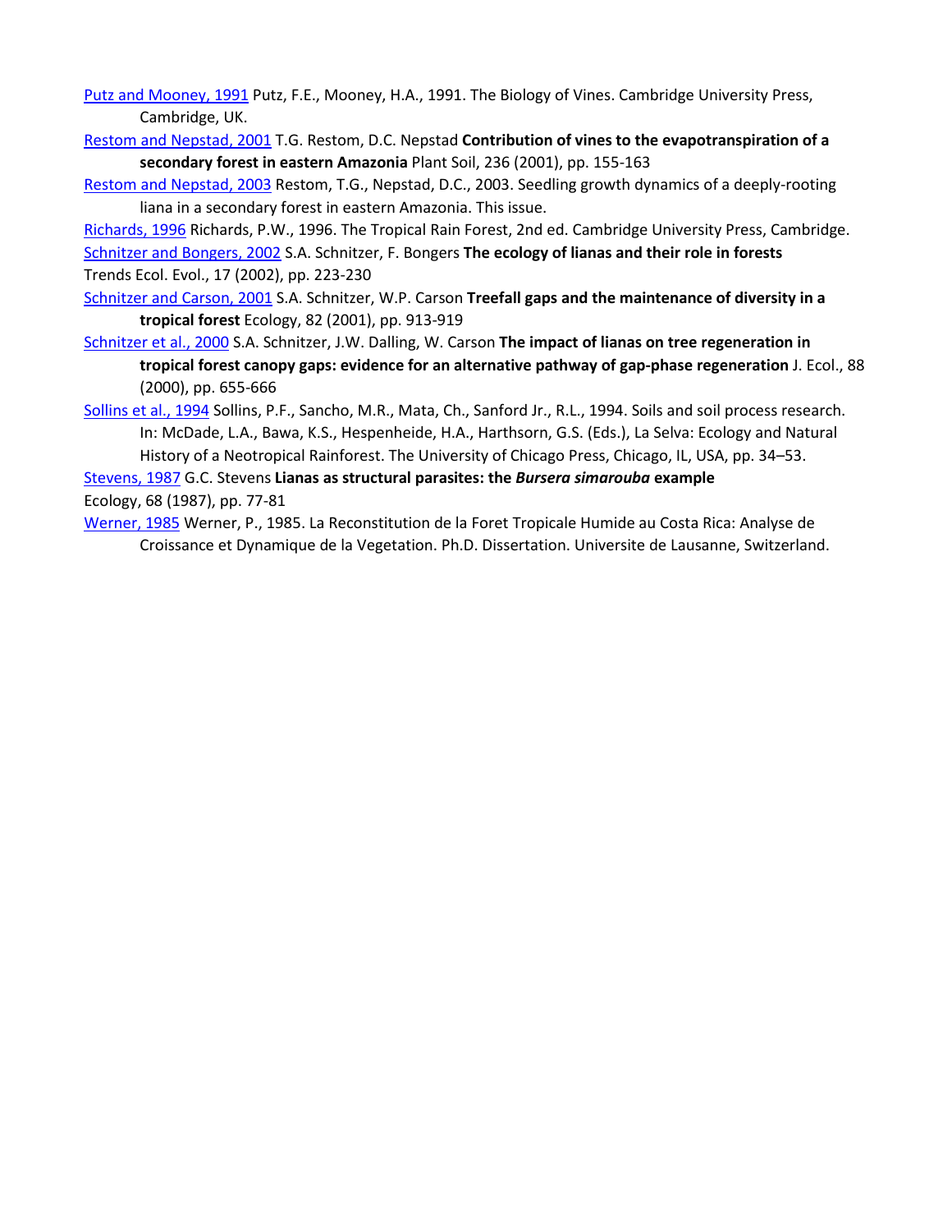Putz and Mooney, 1991 Putz, F.E., Mooney, H.A., 1991. The Biology of Vines. Cambridge University Press, Cambridge, UK.

Restom and Nepstad, 2001 T.G. Restom, D.C. Nepstad **Contribution of vines to the evapotranspiration of a secondary forest in eastern Amazonia** Plant Soil, 236 (2001), pp. 155-163

Restom and Nepstad, 2003 Restom, T.G., Nepstad, D.C., 2003. Seedling growth dynamics of a deeply-rooting liana in a secondary forest in eastern Amazonia. This issue.

Richards, 1996 Richards, P.W., 1996. The Tropical Rain Forest, 2nd ed. Cambridge University Press, Cambridge.

Schnitzer and Bongers, 2002 S.A. Schnitzer, F. Bongers **The ecology of lianas and their role in forests** Trends Ecol. Evol., 17 (2002), pp. 223-230

Schnitzer and Carson, 2001 S.A. Schnitzer, W.P. Carson **Treefall gaps and the maintenance of diversity in a tropical forest** Ecology, 82 (2001), pp. 913-919

Schnitzer et al., 2000 S.A. Schnitzer, J.W. Dalling, W. Carson **The impact of lianas on tree regeneration in tropical forest canopy gaps: evidence for an alternative pathway of gap-phase regeneration** J. Ecol., 88 (2000), pp. 655-666

Sollins et al., 1994 Sollins, P.F., Sancho, M.R., Mata, Ch., Sanford Jr., R.L., 1994. Soils and soil process research. In: McDade, L.A., Bawa, K.S., Hespenheide, H.A., Harthsorn, G.S. (Eds.), La Selva: Ecology and Natural History of a Neotropical Rainforest. The University of Chicago Press, Chicago, IL, USA, pp. 34–53.

Stevens, 1987 G.C. Stevens **Lianas as structural parasites: the *Bursera simarouba* example** Ecology, 68 (1987), pp. 77-81

Werner, 1985 Werner, P., 1985. La Reconstitution de la Foret Tropicale Humide au Costa Rica: Analyse de Croissance et Dynamique de la Vegetation. Ph.D. Dissertation. Universite de Lausanne, Switzerland.